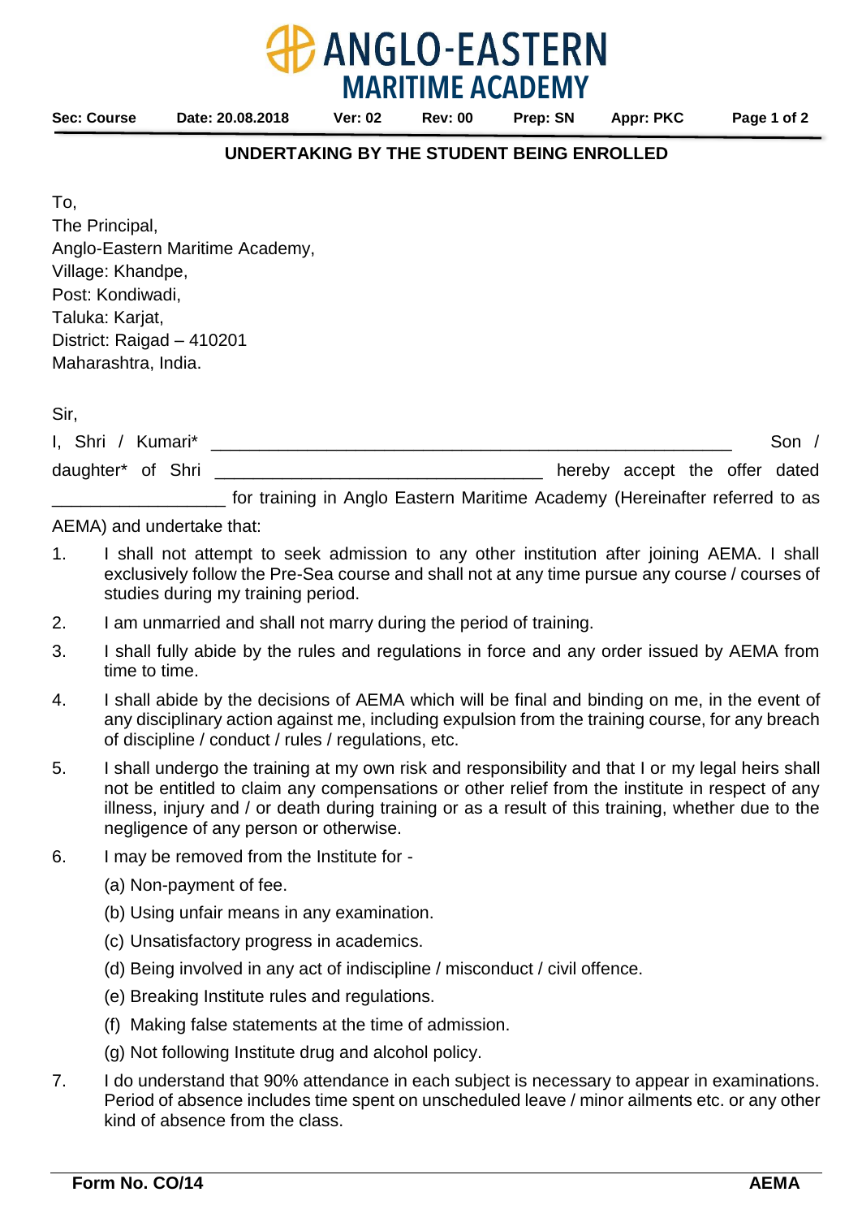## UNDERTAKING BY THE STUDENT BEING ENROLLED

To,
The Principal,
Anglo-Eastern Maritime Academy,
Village: Khandpe,
Post: Kondiwadi,
Taluka: Karjat,
District: Raigad – 410201
Maharashtra, India.

Sir,

I, Shri / Kumari* ______________________________________________________ Son / daughter* of Shri __________________________________ hereby accept the offer dated __________________ for training in Anglo Eastern Maritime Academy (Hereinafter referred to as AEMA) and undertake that:

1. I shall not attempt to seek admission to any other institution after joining AEMA. I shall exclusively follow the Pre-Sea course and shall not at any time pursue any course / courses of studies during my training period.
2. I am unmarried and shall not marry during the period of training.
3. I shall fully abide by the rules and regulations in force and any order issued by AEMA from time to time.
4. I shall abide by the decisions of AEMA which will be final and binding on me, in the event of any disciplinary action against me, including expulsion from the training course, for any breach of discipline / conduct / rules / regulations, etc.
5. I shall undergo the training at my own risk and responsibility and that I or my legal heirs shall not be entitled to claim any compensations or other relief from the institute in respect of any illness, injury and / or death during training or as a result of this training, whether due to the negligence of any person or otherwise.
6. I may be removed from the Institute for -
   (a) Non-payment of fee.
   (b) Using unfair means in any examination.
   (c) Unsatisfactory progress in academics.
   (d) Being involved in any act of indiscipline / misconduct / civil offence.
   (e) Breaking Institute rules and regulations.
   (f) Making false statements at the time of admission.
   (g) Not following Institute drug and alcohol policy.
7. I do understand that 90% attendance in each subject is necessary to appear in examinations. Period of absence includes time spent on unscheduled leave / minor ailments etc. or any other kind of absence from the class.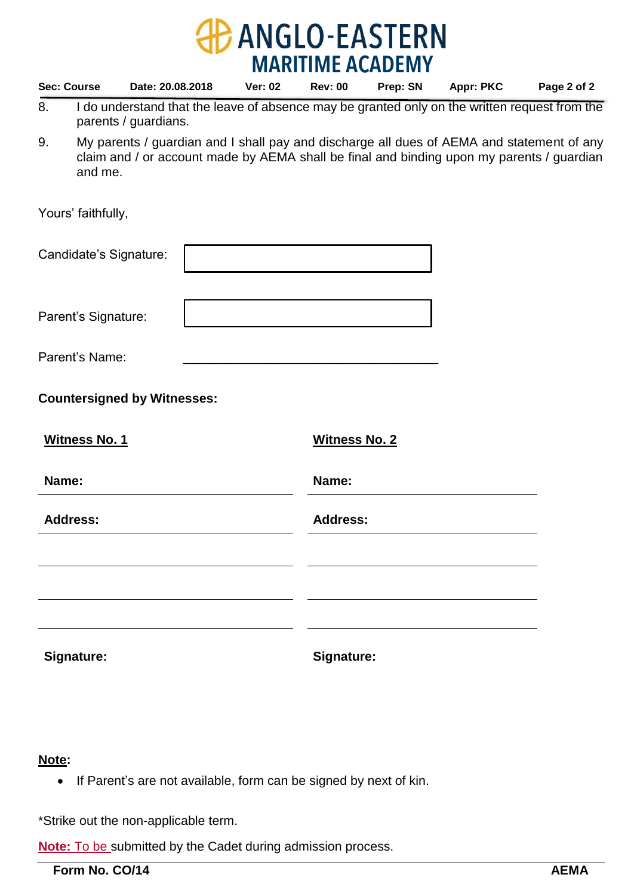8. I do understand that the leave of absence may be granted only on the written request from the parents / guardians.

9. My parents / guardian and I shall pay and discharge all dues of AEMA and statement of any claim and / or account made by AEMA shall be final and binding upon my parents / guardian and me.

Yours' faithfully,

Candidate's Signature:

Parent's Signature:

Parent's Name: ___________________________________

**Countersigned by Witnesses:**

| **Witness No. 1** | **Witness No. 2** |
|---|---|
| **Name:** | **Name:** |
| **Address:** | **Address:** |
| | |
| | |
| | |
| **Signature:** | **Signature:** |

**Note:**

- If Parent's are not available, form can be signed by next of kin.

*Strike out the non-applicable term.

**Note:** To be submitted by the Cadet during admission process.

**Form No. CO/14** **AEMA**